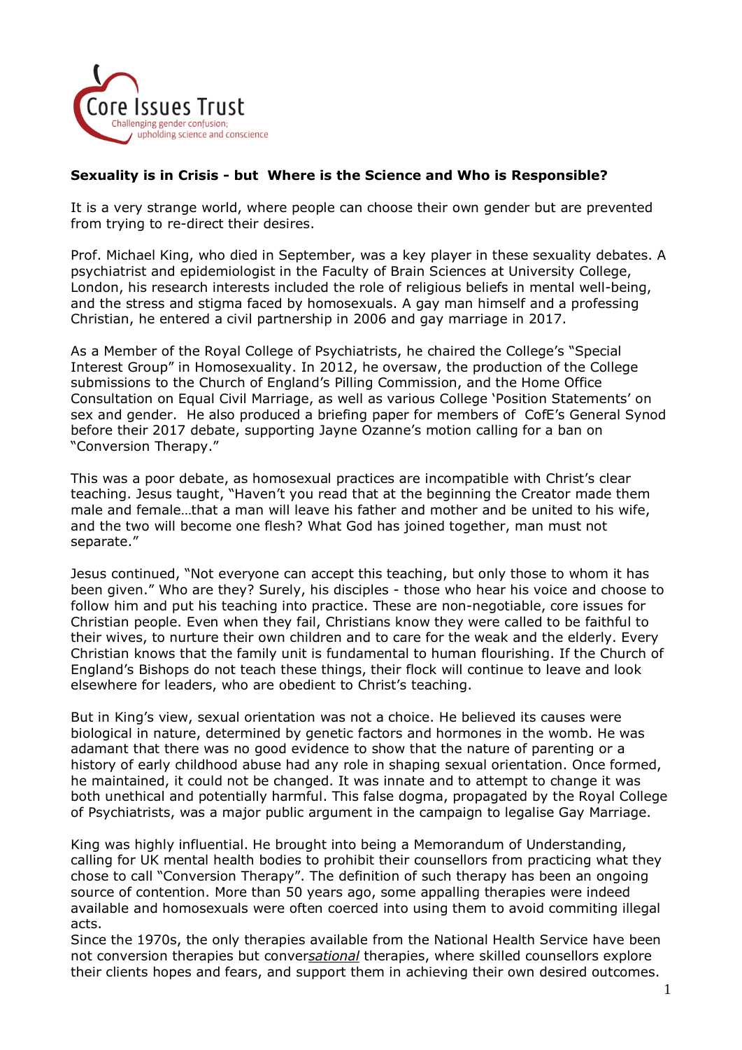Core Issues Trust

Challenging gender confusion; upholding science and conscience

**Sexuality is in Crisis - but Where is the Science and Who is Responsible?**

It is a very strange world, where people can choose their own gender but are prevented from trying to re-direct their desires.

Prof. Michael King, who died in September, was a key player in these sexuality debates. A psychiatrist and epidemiologist in the Faculty of Brain Sciences at University College, London, his research interests included the role of religious beliefs in mental well-being, and the stress and stigma faced by homosexuals. A gay man himself and a professing Christian, he entered a civil partnership in 2006 and gay marriage in 2017.

As a Member of the Royal College of Psychiatrists, he chaired the College's "Special Interest Group" in Homosexuality. In 2012, he oversaw, the production of the College submissions to the Church of England's Pilling Commission, and the Home Office Consultation on Equal Civil Marriage, as well as various College 'Position Statements' on sex and gender. He also produced a briefing paper for members of CofE's General Synod before their 2017 debate, supporting Jayne Ozanne's motion calling for a ban on "Conversion Therapy."

This was a poor debate, as homosexual practices are incompatible with Christ's clear teaching. Jesus taught, "Haven't you read that at the beginning the Creator made them male and female…that a man will leave his father and mother and be united to his wife, and the two will become one flesh? What God has joined together, man must not separate."

Jesus continued, "Not everyone can accept this teaching, but only those to whom it has been given." Who are they? Surely, his disciples - those who hear his voice and choose to follow him and put his teaching into practice. These are non-negotiable, core issues for Christian people. Even when they fail, Christians know they were called to be faithful to their wives, to nurture their own children and to care for the weak and the elderly. Every Christian knows that the family unit is fundamental to human flourishing. If the Church of England's Bishops do not teach these things, their flock will continue to leave and look elsewhere for leaders, who are obedient to Christ's teaching.

But in King's view, sexual orientation was not a choice. He believed its causes were biological in nature, determined by genetic factors and hormones in the womb. He was adamant that there was no good evidence to show that the nature of parenting or a history of early childhood abuse had any role in shaping sexual orientation. Once formed, he maintained, it could not be changed. It was innate and to attempt to change it was both unethical and potentially harmful. This false dogma, propagated by the Royal College of Psychiatrists, was a major public argument in the campaign to legalise Gay Marriage.

King was highly influential. He brought into being a Memorandum of Understanding, calling for UK mental health bodies to prohibit their counsellors from practicing what they chose to call "Conversion Therapy". The definition of such therapy has been an ongoing source of contention. More than 50 years ago, some appalling therapies were indeed available and homosexuals were often coerced into using them to avoid commiting illegal acts.

Since the 1970s, the only therapies available from the National Health Service have been not conversion therapies but conver*sational* therapies, where skilled counsellors explore their clients hopes and fears, and support them in achieving their own desired outcomes.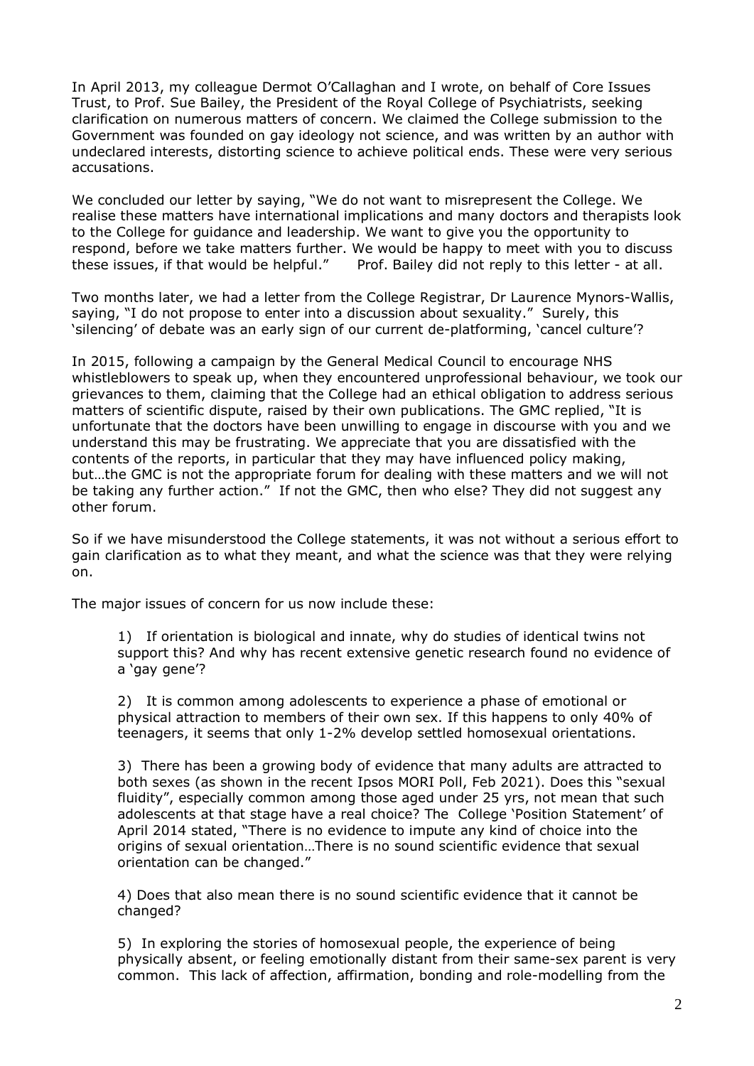In April 2013, my colleague Dermot O'Callaghan and I wrote, on behalf of Core Issues Trust, to Prof. Sue Bailey, the President of the Royal College of Psychiatrists, seeking clarification on numerous matters of concern. We claimed the College submission to the Government was founded on gay ideology not science, and was written by an author with undeclared interests, distorting science to achieve political ends. These were very serious accusations.

We concluded our letter by saying, "We do not want to misrepresent the College. We realise these matters have international implications and many doctors and therapists look to the College for guidance and leadership. We want to give you the opportunity to respond, before we take matters further. We would be happy to meet with you to discuss these issues, if that would be helpful."   Prof. Bailey did not reply to this letter - at all.

Two months later, we had a letter from the College Registrar, Dr Laurence Mynors-Wallis, saying, "I do not propose to enter into a discussion about sexuality." Surely, this 'silencing' of debate was an early sign of our current de-platforming, 'cancel culture'?

In 2015, following a campaign by the General Medical Council to encourage NHS whistleblowers to speak up, when they encountered unprofessional behaviour, we took our grievances to them, claiming that the College had an ethical obligation to address serious matters of scientific dispute, raised by their own publications. The GMC replied, "It is unfortunate that the doctors have been unwilling to engage in discourse with you and we understand this may be frustrating. We appreciate that you are dissatisfied with the contents of the reports, in particular that they may have influenced policy making, but…the GMC is not the appropriate forum for dealing with these matters and we will not be taking any further action." If not the GMC, then who else? They did not suggest any other forum.

So if we have misunderstood the College statements, it was not without a serious effort to gain clarification as to what they meant, and what the science was that they were relying on.

The major issues of concern for us now include these:

1) If orientation is biological and innate, why do studies of identical twins not support this? And why has recent extensive genetic research found no evidence of a 'gay gene'?

2) It is common among adolescents to experience a phase of emotional or physical attraction to members of their own sex. If this happens to only 40% of teenagers, it seems that only 1-2% develop settled homosexual orientations.

3) There has been a growing body of evidence that many adults are attracted to both sexes (as shown in the recent Ipsos MORI Poll, Feb 2021). Does this "sexual fluidity", especially common among those aged under 25 yrs, not mean that such adolescents at that stage have a real choice? The College 'Position Statement' of April 2014 stated, "There is no evidence to impute any kind of choice into the origins of sexual orientation…There is no sound scientific evidence that sexual orientation can be changed."

4) Does that also mean there is no sound scientific evidence that it cannot be changed?

5) In exploring the stories of homosexual people, the experience of being physically absent, or feeling emotionally distant from their same-sex parent is very common. This lack of affection, affirmation, bonding and role-modelling from the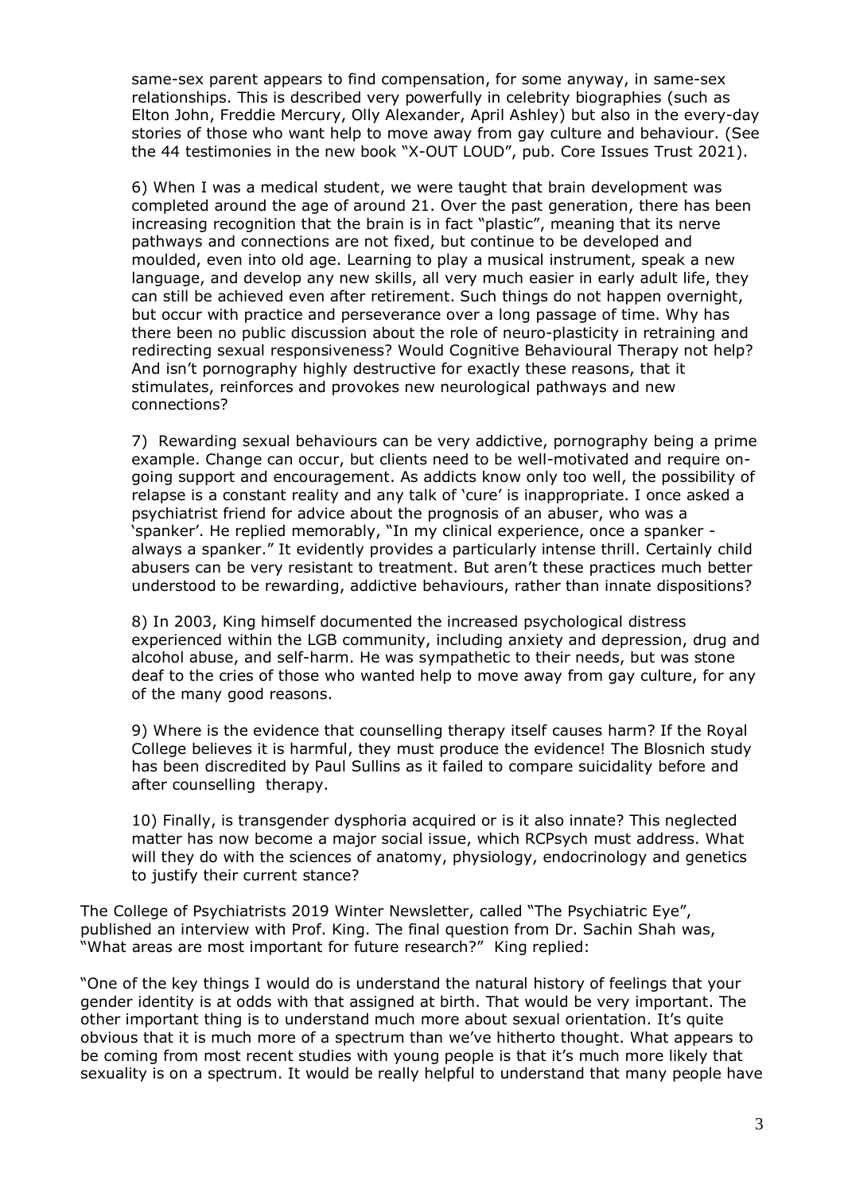same-sex parent appears to find compensation, for some anyway, in same-sex relationships. This is described very powerfully in celebrity biographies (such as Elton John, Freddie Mercury, Olly Alexander, April Ashley) but also in the every-day stories of those who want help to move away from gay culture and behaviour. (See the 44 testimonies in the new book "X-OUT LOUD", pub. Core Issues Trust 2021).

6) When I was a medical student, we were taught that brain development was completed around the age of around 21. Over the past generation, there has been increasing recognition that the brain is in fact "plastic", meaning that its nerve pathways and connections are not fixed, but continue to be developed and moulded, even into old age. Learning to play a musical instrument, speak a new language, and develop any new skills, all very much easier in early adult life, they can still be achieved even after retirement. Such things do not happen overnight, but occur with practice and perseverance over a long passage of time. Why has there been no public discussion about the role of neuro-plasticity in retraining and redirecting sexual responsiveness? Would Cognitive Behavioural Therapy not help? And isn't pornography highly destructive for exactly these reasons, that it stimulates, reinforces and provokes new neurological pathways and new connections?

7) Rewarding sexual behaviours can be very addictive, pornography being a prime example. Change can occur, but clients need to be well-motivated and require on-going support and encouragement. As addicts know only too well, the possibility of relapse is a constant reality and any talk of 'cure' is inappropriate. I once asked a psychiatrist friend for advice about the prognosis of an abuser, who was a 'spanker'. He replied memorably, "In my clinical experience, once a spanker - always a spanker." It evidently provides a particularly intense thrill. Certainly child abusers can be very resistant to treatment. But aren't these practices much better understood to be rewarding, addictive behaviours, rather than innate dispositions?

8) In 2003, King himself documented the increased psychological distress experienced within the LGB community, including anxiety and depression, drug and alcohol abuse, and self-harm. He was sympathetic to their needs, but was stone deaf to the cries of those who wanted help to move away from gay culture, for any of the many good reasons.

9) Where is the evidence that counselling therapy itself causes harm? If the Royal College believes it is harmful, they must produce the evidence! The Blosnich study has been discredited by Paul Sullins as it failed to compare suicidality before and after counselling therapy.

10) Finally, is transgender dysphoria acquired or is it also innate? This neglected matter has now become a major social issue, which RCPsych must address. What will they do with the sciences of anatomy, physiology, endocrinology and genetics to justify their current stance?

The College of Psychiatrists 2019 Winter Newsletter, called "The Psychiatric Eye", published an interview with Prof. King. The final question from Dr. Sachin Shah was, "What areas are most important for future research?" King replied:

"One of the key things I would do is understand the natural history of feelings that your gender identity is at odds with that assigned at birth. That would be very important. The other important thing is to understand much more about sexual orientation. It's quite obvious that it is much more of a spectrum than we've hitherto thought. What appears to be coming from most recent studies with young people is that it's much more likely that sexuality is on a spectrum. It would be really helpful to understand that many people have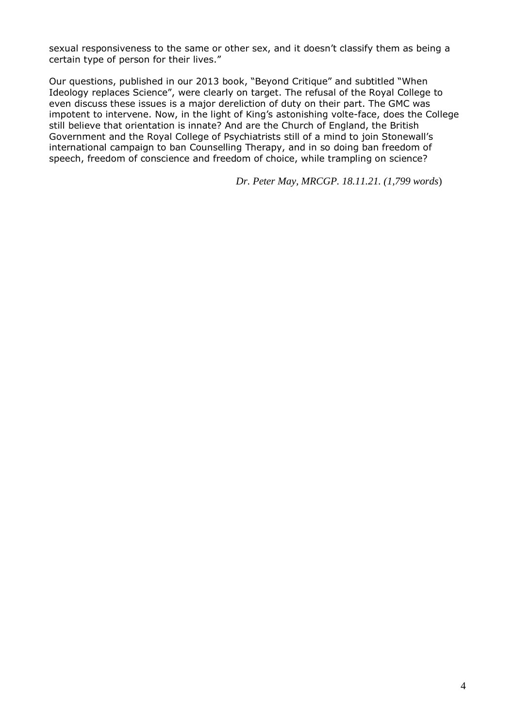sexual responsiveness to the same or other sex, and it doesn't classify them as being a certain type of person for their lives."

Our questions, published in our 2013 book, "Beyond Critique" and subtitled "When Ideology replaces Science", were clearly on target. The refusal of the Royal College to even discuss these issues is a major dereliction of duty on their part. The GMC was impotent to intervene. Now, in the light of King's astonishing volte-face, does the College still believe that orientation is innate? And are the Church of England, the British Government and the Royal College of Psychiatrists still of a mind to join Stonewall's international campaign to ban Counselling Therapy, and in so doing ban freedom of speech, freedom of conscience and freedom of choice, while trampling on science?

*Dr. Peter May, MRCGP. 18.11.21. (1,799 words)*